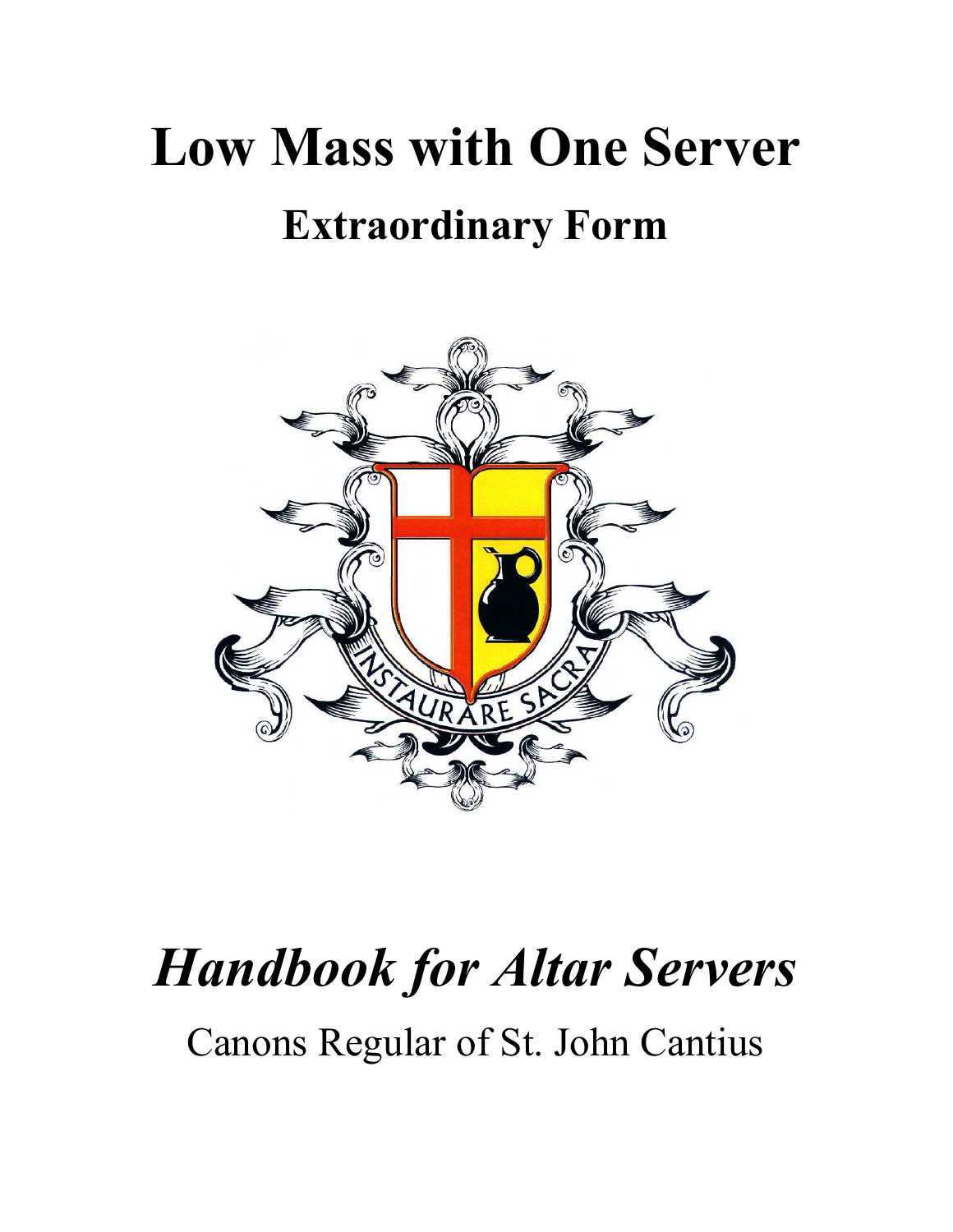# Low Mass with One Server

## Extraordinary Form

INSTAURARE SACRA

# *Handbook for Altar Servers*

Canons Regular of St. John Cantius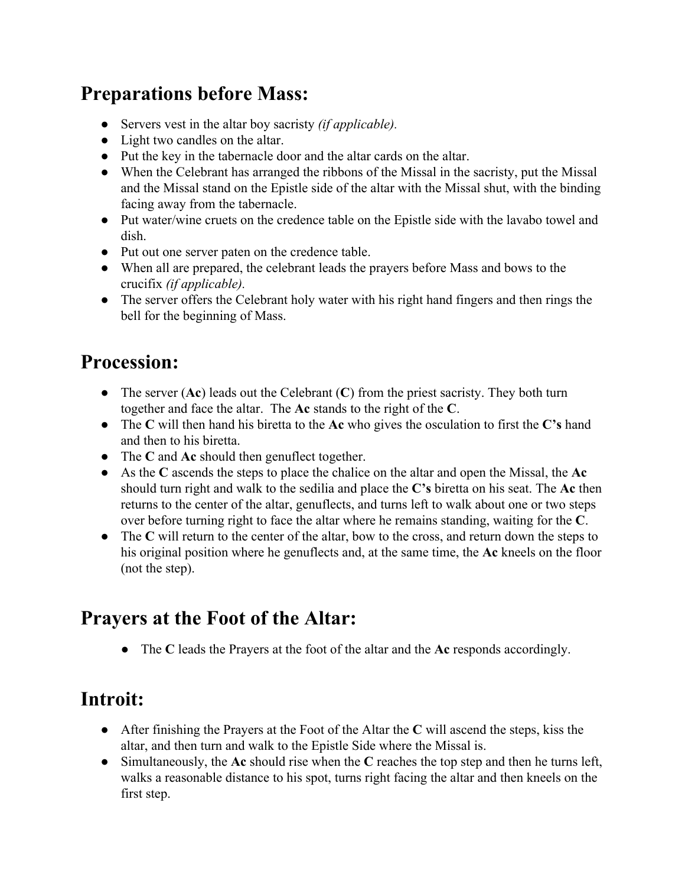## Preparations before Mass:

- Servers vest in the altar boy sacristy *(if applicable).*
- Light two candles on the altar.
- Put the key in the tabernacle door and the altar cards on the altar.
- When the Celebrant has arranged the ribbons of the Missal in the sacristy, put the Missal and the Missal stand on the Epistle side of the altar with the Missal shut, with the binding facing away from the tabernacle.
- Put water/wine cruets on the credence table on the Epistle side with the lavabo towel and dish.
- Put out one server paten on the credence table.
- When all are prepared, the celebrant leads the prayers before Mass and bows to the crucifix *(if applicable).*
- The server offers the Celebrant holy water with his right hand fingers and then rings the bell for the beginning of Mass.

## Procession:

- The server (**Ac**) leads out the Celebrant (**C**) from the priest sacristy. They both turn together and face the altar. The **Ac** stands to the right of the **C**.
- The **C** will then hand his biretta to the **Ac** who gives the osculation to first the **C's** hand and then to his biretta.
- The **C** and **Ac** should then genuflect together.
- As the **C** ascends the steps to place the chalice on the altar and open the Missal, the **Ac** should turn right and walk to the sedilia and place the **C's** biretta on his seat. The **Ac** then returns to the center of the altar, genuflects, and turns left to walk about one or two steps over before turning right to face the altar where he remains standing, waiting for the **C**.
- The **C** will return to the center of the altar, bow to the cross, and return down the steps to his original position where he genuflects and, at the same time, the **Ac** kneels on the floor (not the step).

## Prayers at the Foot of the Altar:

- The **C** leads the Prayers at the foot of the altar and the **Ac** responds accordingly.

## Introit:

- After finishing the Prayers at the Foot of the Altar the **C** will ascend the steps, kiss the altar, and then turn and walk to the Epistle Side where the Missal is.
- Simultaneously, the **Ac** should rise when the **C** reaches the top step and then he turns left, walks a reasonable distance to his spot, turns right facing the altar and then kneels on the first step.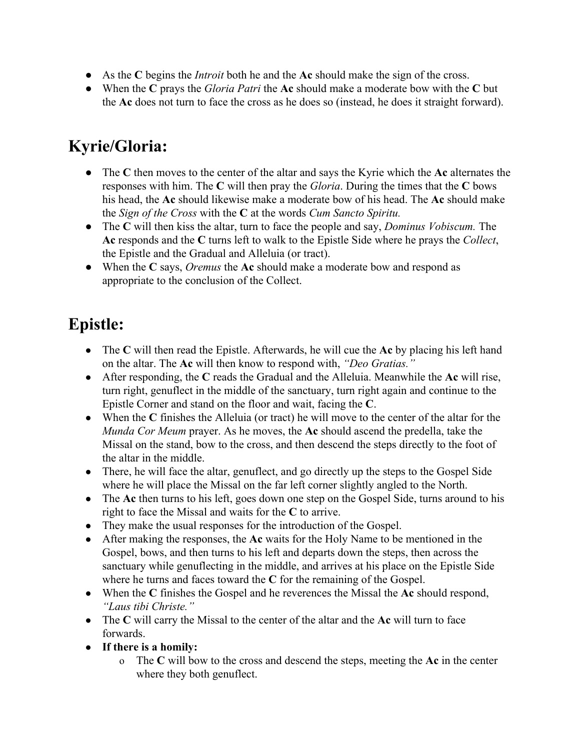- As the **C** begins the *Introit* both he and the **Ac** should make the sign of the cross.
- When the **C** prays the *Gloria Patri* the **Ac** should make a moderate bow with the **C** but the **Ac** does not turn to face the cross as he does so (instead, he does it straight forward).

## Kyrie/Gloria:

- The **C** then moves to the center of the altar and says the Kyrie which the **Ac** alternates the responses with him. The **C** will then pray the *Gloria*. During the times that the **C** bows his head, the **Ac** should likewise make a moderate bow of his head. The **Ac** should make the *Sign of the Cross* with the **C** at the words *Cum Sancto Spiritu.*
- The **C** will then kiss the altar, turn to face the people and say, *Dominus Vobiscum.* The **Ac** responds and the **C** turns left to walk to the Epistle Side where he prays the *Collect*, the Epistle and the Gradual and Alleluia (or tract).
- When the **C** says, *Oremus* the **Ac** should make a moderate bow and respond as appropriate to the conclusion of the Collect.

## Epistle:

- The **C** will then read the Epistle. Afterwards, he will cue the **Ac** by placing his left hand on the altar. The **Ac** will then know to respond with, *"Deo Gratias."*
- After responding, the **C** reads the Gradual and the Alleluia. Meanwhile the **Ac** will rise, turn right, genuflect in the middle of the sanctuary, turn right again and continue to the Epistle Corner and stand on the floor and wait, facing the **C**.
- When the **C** finishes the Alleluia (or tract) he will move to the center of the altar for the *Munda Cor Meum* prayer. As he moves, the **Ac** should ascend the predella, take the Missal on the stand, bow to the cross, and then descend the steps directly to the foot of the altar in the middle.
- There, he will face the altar, genuflect, and go directly up the steps to the Gospel Side where he will place the Missal on the far left corner slightly angled to the North.
- The **Ac** then turns to his left, goes down one step on the Gospel Side, turns around to his right to face the Missal and waits for the **C** to arrive.
- They make the usual responses for the introduction of the Gospel.
- After making the responses, the **Ac** waits for the Holy Name to be mentioned in the Gospel, bows, and then turns to his left and departs down the steps, then across the sanctuary while genuflecting in the middle, and arrives at his place on the Epistle Side where he turns and faces toward the **C** for the remaining of the Gospel.
- When the **C** finishes the Gospel and he reverences the Missal the **Ac** should respond, *"Laus tibi Christe."*
- The **C** will carry the Missal to the center of the altar and the **Ac** will turn to face forwards.
- **If there is a homily:**
  - The **C** will bow to the cross and descend the steps, meeting the **Ac** in the center where they both genuflect.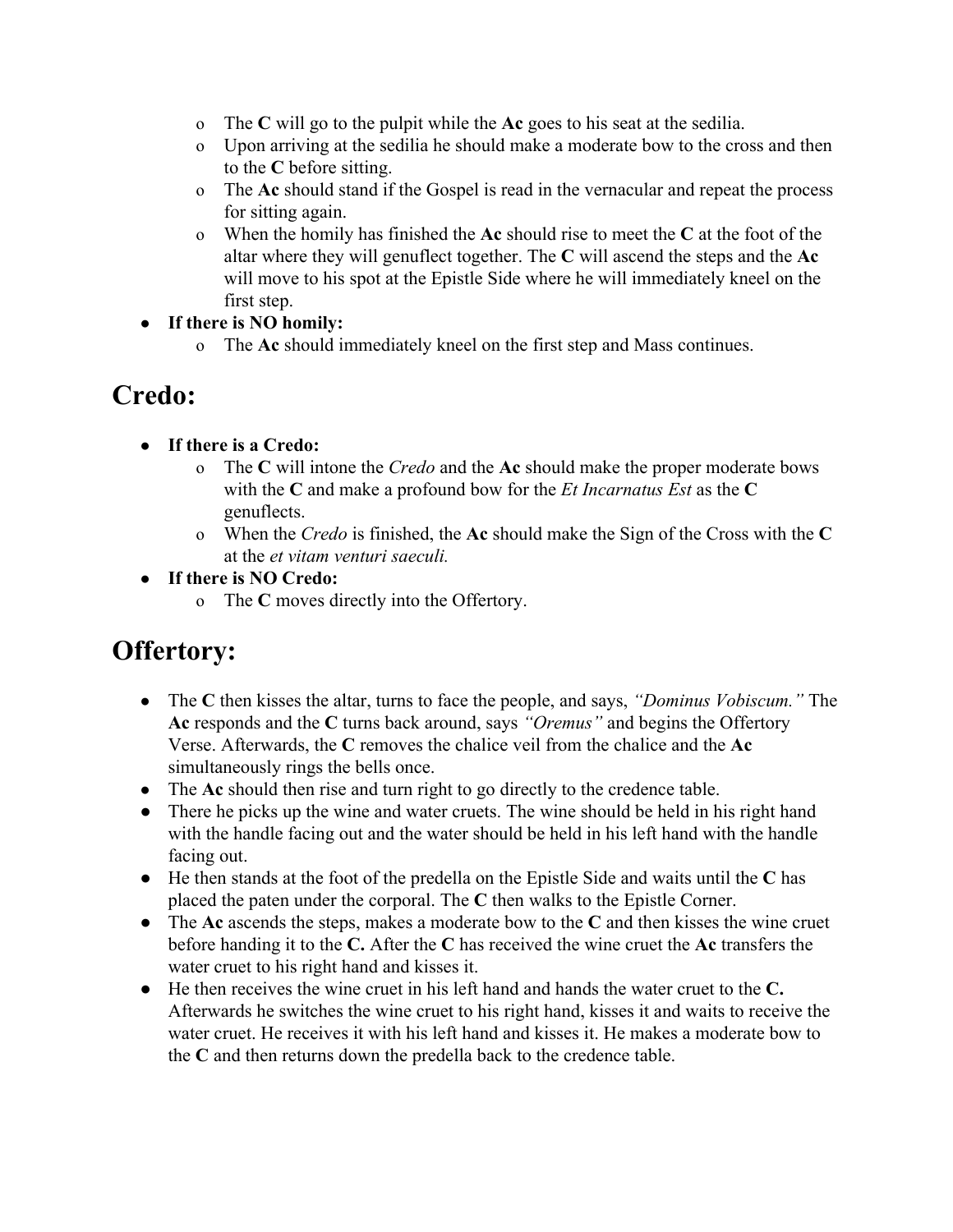- The **C** will go to the pulpit while the **Ac** goes to his seat at the sedilia.
    - Upon arriving at the sedilia he should make a moderate bow to the cross and then to the **C** before sitting.
    - The **Ac** should stand if the Gospel is read in the vernacular and repeat the process for sitting again.
    - When the homily has finished the **Ac** should rise to meet the **C** at the foot of the altar where they will genuflect together. The **C** will ascend the steps and the **Ac** will move to his spot at the Epistle Side where he will immediately kneel on the first step.
- **If there is NO homily:**
    - The **Ac** should immediately kneel on the first step and Mass continues.

# Credo:

- **If there is a Credo:**
    - The **C** will intone the *Credo* and the **Ac** should make the proper moderate bows with the **C** and make a profound bow for the *Et Incarnatus Est* as the **C** genuflects.
    - When the *Credo* is finished, the **Ac** should make the Sign of the Cross with the **C** at the *et vitam venturi saeculi.*
- **If there is NO Credo:**
    - The **C** moves directly into the Offertory.

# Offertory:

- The **C** then kisses the altar, turns to face the people, and says, *"Dominus Vobiscum."* The **Ac** responds and the **C** turns back around, says *"Oremus"* and begins the Offertory Verse. Afterwards, the **C** removes the chalice veil from the chalice and the **Ac** simultaneously rings the bells once.
- The **Ac** should then rise and turn right to go directly to the credence table.
- There he picks up the wine and water cruets. The wine should be held in his right hand with the handle facing out and the water should be held in his left hand with the handle facing out.
- He then stands at the foot of the predella on the Epistle Side and waits until the **C** has placed the paten under the corporal. The **C** then walks to the Epistle Corner.
- The **Ac** ascends the steps, makes a moderate bow to the **C** and then kisses the wine cruet before handing it to the **C.** After the **C** has received the wine cruet the **Ac** transfers the water cruet to his right hand and kisses it.
- He then receives the wine cruet in his left hand and hands the water cruet to the **C.** Afterwards he switches the wine cruet to his right hand, kisses it and waits to receive the water cruet. He receives it with his left hand and kisses it. He makes a moderate bow to the **C** and then returns down the predella back to the credence table.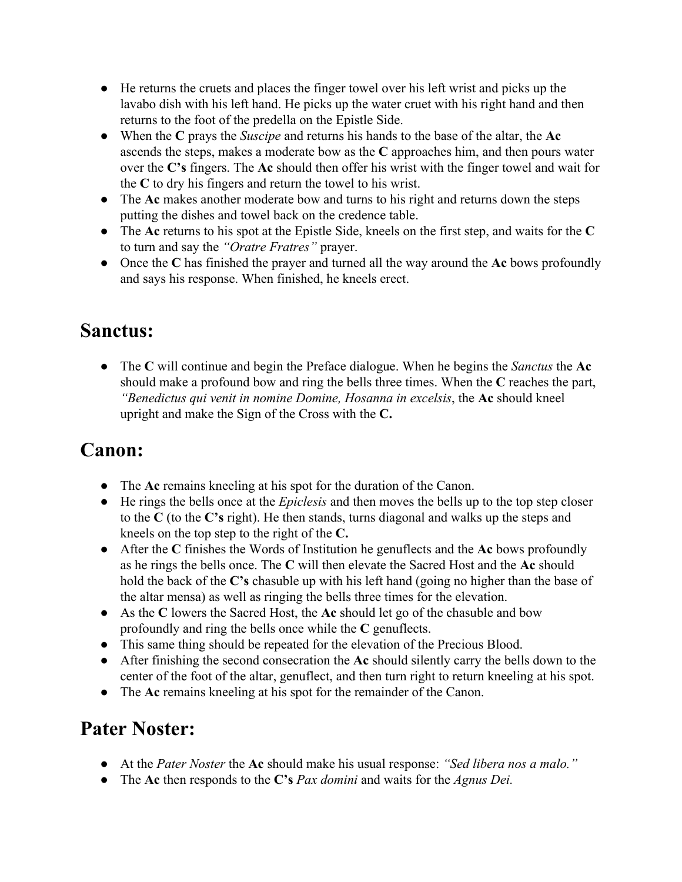- He returns the cruets and places the finger towel over his left wrist and picks up the lavabo dish with his left hand. He picks up the water cruet with his right hand and then returns to the foot of the predella on the Epistle Side.
- When the **C** prays the *Suscipe* and returns his hands to the base of the altar, the **Ac** ascends the steps, makes a moderate bow as the **C** approaches him, and then pours water over the **C's** fingers. The **Ac** should then offer his wrist with the finger towel and wait for the **C** to dry his fingers and return the towel to his wrist.
- The **Ac** makes another moderate bow and turns to his right and returns down the steps putting the dishes and towel back on the credence table.
- The **Ac** returns to his spot at the Epistle Side, kneels on the first step, and waits for the **C** to turn and say the *"Oratre Fratres"* prayer.
- Once the **C** has finished the prayer and turned all the way around the **Ac** bows profoundly and says his response. When finished, he kneels erect.

## Sanctus:

- The **C** will continue and begin the Preface dialogue. When he begins the *Sanctus* the **Ac** should make a profound bow and ring the bells three times. When the **C** reaches the part, *"Benedictus qui venit in nomine Domine, Hosanna in excelsis*, the **Ac** should kneel upright and make the Sign of the Cross with the **C.**

## Canon:

- The **Ac** remains kneeling at his spot for the duration of the Canon.
- He rings the bells once at the *Epiclesis* and then moves the bells up to the top step closer to the **C** (to the **C's** right). He then stands, turns diagonal and walks up the steps and kneels on the top step to the right of the **C.**
- After the **C** finishes the Words of Institution he genuflects and the **Ac** bows profoundly as he rings the bells once. The **C** will then elevate the Sacred Host and the **Ac** should hold the back of the **C's** chasuble up with his left hand (going no higher than the base of the altar mensa) as well as ringing the bells three times for the elevation.
- As the **C** lowers the Sacred Host, the **Ac** should let go of the chasuble and bow profoundly and ring the bells once while the **C** genuflects.
- This same thing should be repeated for the elevation of the Precious Blood.
- After finishing the second consecration the **Ac** should silently carry the bells down to the center of the foot of the altar, genuflect, and then turn right to return kneeling at his spot.
- The **Ac** remains kneeling at his spot for the remainder of the Canon.

## Pater Noster:

- At the *Pater Noster* the **Ac** should make his usual response: *"Sed libera nos a malo."*
- The **Ac** then responds to the **C's** *Pax domini* and waits for the *Agnus Dei.*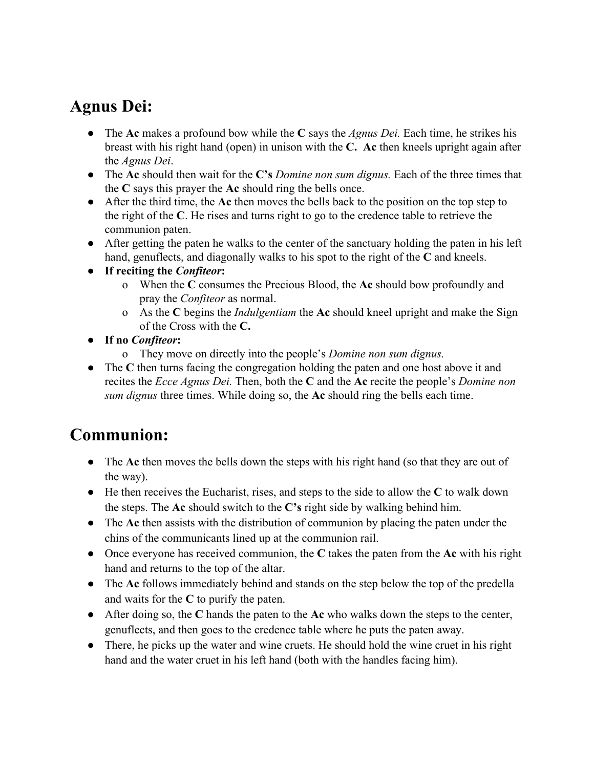## Agnus Dei:

- The **Ac** makes a profound bow while the **C** says the *Agnus Dei.* Each time, he strikes his breast with his right hand (open) in unison with the **C.** **Ac** then kneels upright again after the *Agnus Dei*.
- The **Ac** should then wait for the **C's** *Domine non sum dignus.* Each of the three times that the **C** says this prayer the **Ac** should ring the bells once.
- After the third time, the **Ac** then moves the bells back to the position on the top step to the right of the **C**. He rises and turns right to go to the credence table to retrieve the communion paten.
- After getting the paten he walks to the center of the sanctuary holding the paten in his left hand, genuflects, and diagonally walks to his spot to the right of the **C** and kneels.
- **If reciting the *Confiteor*:**
    - When the **C** consumes the Precious Blood, the **Ac** should bow profoundly and pray the *Confiteor* as normal.
    - As the **C** begins the *Indulgentiam* the **Ac** should kneel upright and make the Sign of the Cross with the **C.**
- **If no *Confiteor*:**
    - They move on directly into the people's *Domine non sum dignus.*
- The **C** then turns facing the congregation holding the paten and one host above it and recites the *Ecce Agnus Dei.* Then, both the **C** and the **Ac** recite the people's *Domine non sum dignus* three times. While doing so, the **Ac** should ring the bells each time.

## Communion:

- The **Ac** then moves the bells down the steps with his right hand (so that they are out of the way).
- He then receives the Eucharist, rises, and steps to the side to allow the **C** to walk down the steps. The **Ac** should switch to the **C's** right side by walking behind him.
- The **Ac** then assists with the distribution of communion by placing the paten under the chins of the communicants lined up at the communion rail.
- Once everyone has received communion, the **C** takes the paten from the **Ac** with his right hand and returns to the top of the altar.
- The **Ac** follows immediately behind and stands on the step below the top of the predella and waits for the **C** to purify the paten.
- After doing so, the **C** hands the paten to the **Ac** who walks down the steps to the center, genuflects, and then goes to the credence table where he puts the paten away.
- There, he picks up the water and wine cruets. He should hold the wine cruet in his right hand and the water cruet in his left hand (both with the handles facing him).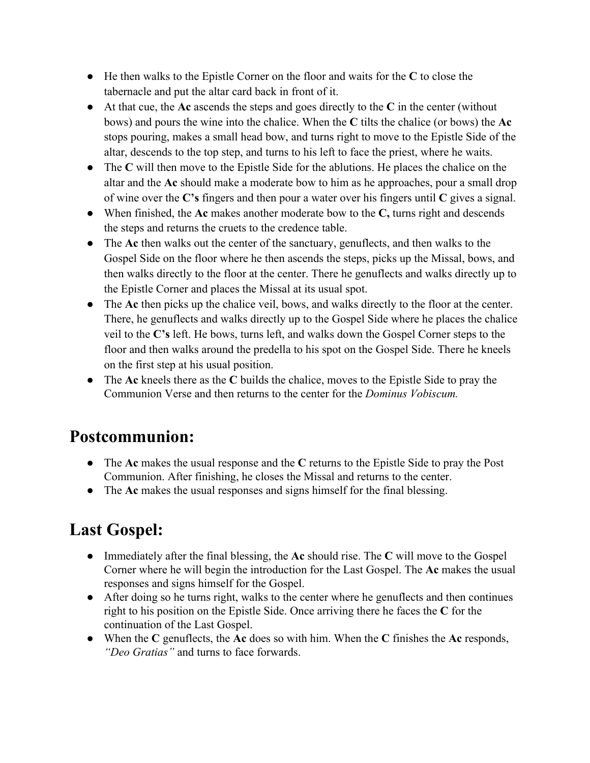- He then walks to the Epistle Corner on the floor and waits for the **C** to close the tabernacle and put the altar card back in front of it.
- At that cue, the **Ac** ascends the steps and goes directly to the **C** in the center (without bows) and pours the wine into the chalice. When the **C** tilts the chalice (or bows) the **Ac** stops pouring, makes a small head bow, and turns right to move to the Epistle Side of the altar, descends to the top step, and turns to his left to face the priest, where he waits.
- The **C** will then move to the Epistle Side for the ablutions. He places the chalice on the altar and the **Ac** should make a moderate bow to him as he approaches, pour a small drop of wine over the **C's** fingers and then pour a water over his fingers until **C** gives a signal.
- When finished, the **Ac** makes another moderate bow to the **C,** turns right and descends the steps and returns the cruets to the credence table.
- The **Ac** then walks out the center of the sanctuary, genuflects, and then walks to the Gospel Side on the floor where he then ascends the steps, picks up the Missal, bows, and then walks directly to the floor at the center. There he genuflects and walks directly up to the Epistle Corner and places the Missal at its usual spot.
- The **Ac** then picks up the chalice veil, bows, and walks directly to the floor at the center. There, he genuflects and walks directly up to the Gospel Side where he places the chalice veil to the **C's** left. He bows, turns left, and walks down the Gospel Corner steps to the floor and then walks around the predella to his spot on the Gospel Side. There he kneels on the first step at his usual position.
- The **Ac** kneels there as the **C** builds the chalice, moves to the Epistle Side to pray the Communion Verse and then returns to the center for the *Dominus Vobiscum.*

## Postcommunion:

- The **Ac** makes the usual response and the **C** returns to the Epistle Side to pray the Post Communion. After finishing, he closes the Missal and returns to the center.
- The **Ac** makes the usual responses and signs himself for the final blessing.

## Last Gospel:

- Immediately after the final blessing, the **Ac** should rise. The **C** will move to the Gospel Corner where he will begin the introduction for the Last Gospel. The **Ac** makes the usual responses and signs himself for the Gospel.
- After doing so he turns right, walks to the center where he genuflects and then continues right to his position on the Epistle Side. Once arriving there he faces the **C** for the continuation of the Last Gospel.
- When the **C** genuflects, the **Ac** does so with him. When the **C** finishes the **Ac** responds, *"Deo Gratias"* and turns to face forwards.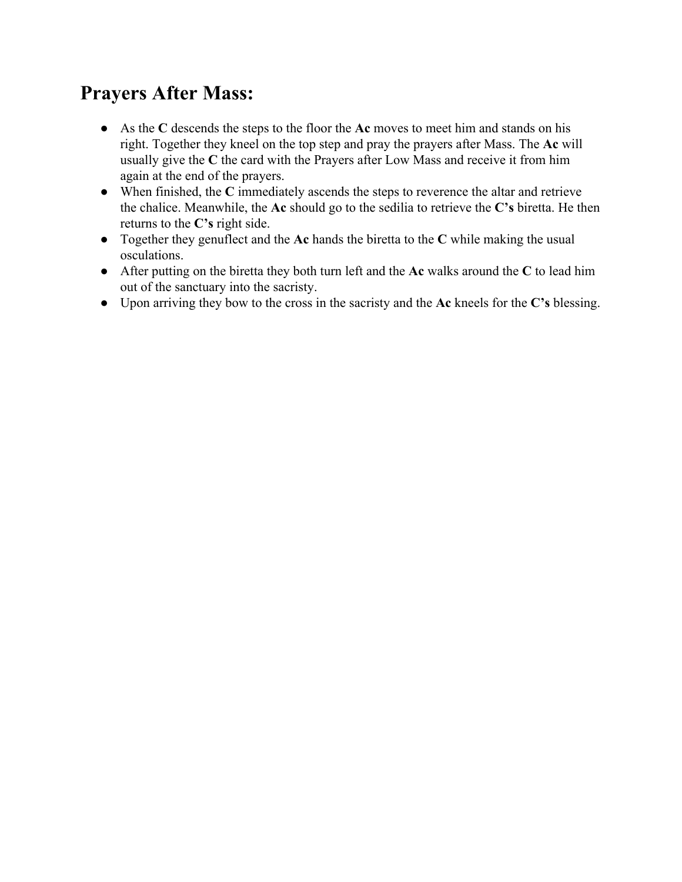## Prayers After Mass:

- As the **C** descends the steps to the floor the **Ac** moves to meet him and stands on his right. Together they kneel on the top step and pray the prayers after Mass. The **Ac** will usually give the **C** the card with the Prayers after Low Mass and receive it from him again at the end of the prayers.
- When finished, the **C** immediately ascends the steps to reverence the altar and retrieve the chalice. Meanwhile, the **Ac** should go to the sedilia to retrieve the **C's** biretta. He then returns to the **C's** right side.
- Together they genuflect and the **Ac** hands the biretta to the **C** while making the usual osculations.
- After putting on the biretta they both turn left and the **Ac** walks around the **C** to lead him out of the sanctuary into the sacristy.
- Upon arriving they bow to the cross in the sacristy and the **Ac** kneels for the **C's** blessing.